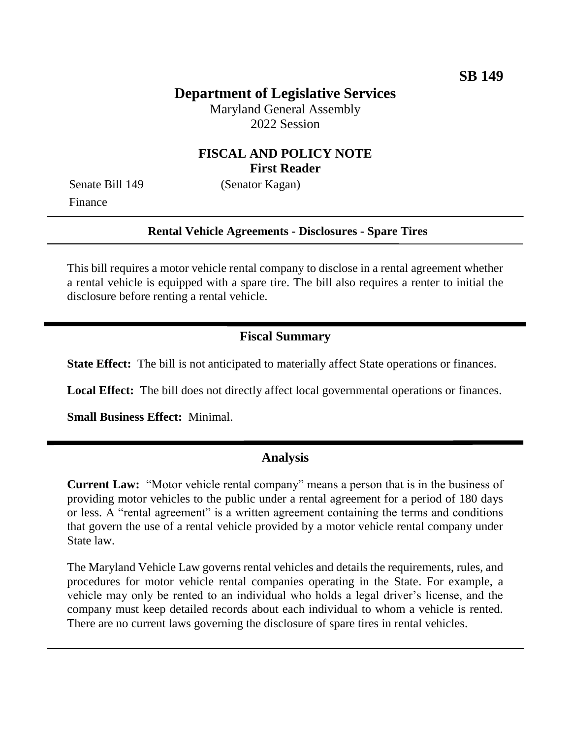**SB 149**

# Department of Legislative Services

Maryland General Assembly
2022 Session

## FISCAL AND POLICY NOTE
**First Reader**

Senate Bill 149 (Senator Kagan)
Finance

---

**Rental Vehicle Agreements - Disclosures - Spare Tires**

---

This bill requires a motor vehicle rental company to disclose in a rental agreement whether a rental vehicle is equipped with a spare tire. The bill also requires a renter to initial the disclosure before renting a rental vehicle.

## Fiscal Summary

**State Effect:** The bill is not anticipated to materially affect State operations or finances.

**Local Effect:** The bill does not directly affect local governmental operations or finances.

**Small Business Effect:** Minimal.

## Analysis

**Current Law:** "Motor vehicle rental company" means a person that is in the business of providing motor vehicles to the public under a rental agreement for a period of 180 days or less. A "rental agreement" is a written agreement containing the terms and conditions that govern the use of a rental vehicle provided by a motor vehicle rental company under State law.

The Maryland Vehicle Law governs rental vehicles and details the requirements, rules, and procedures for motor vehicle rental companies operating in the State. For example, a vehicle may only be rented to an individual who holds a legal driver's license, and the company must keep detailed records about each individual to whom a vehicle is rented. There are no current laws governing the disclosure of spare tires in rental vehicles.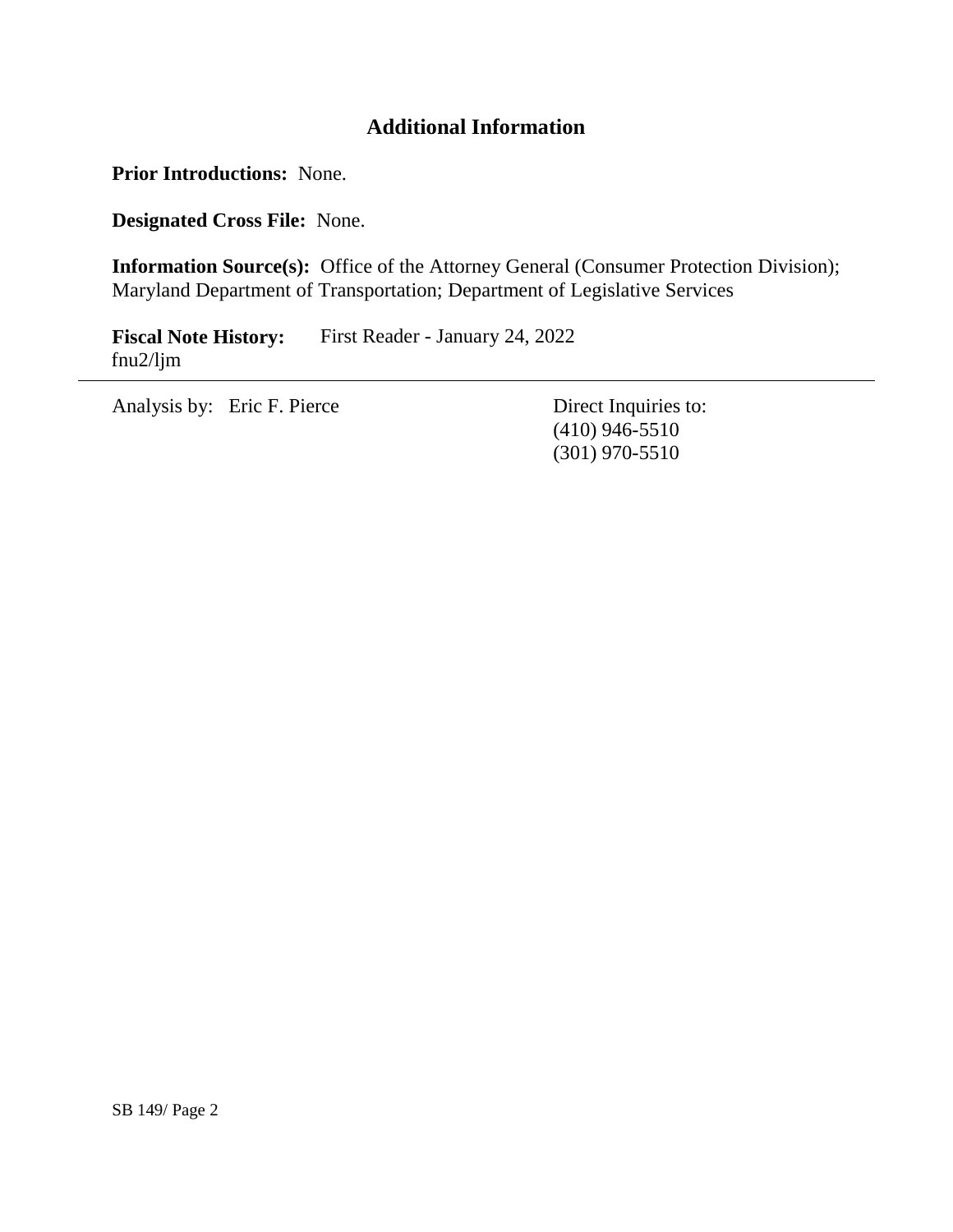## Additional Information

**Prior Introductions:** None.

**Designated Cross File:** None.

**Information Source(s):** Office of the Attorney General (Consumer Protection Division); Maryland Department of Transportation; Department of Legislative Services

**Fiscal Note History:** First Reader - January 24, 2022
fnu2/ljm

---

Analysis by: Eric F. Pierce

Direct Inquiries to:
(410) 946-5510
(301) 970-5510